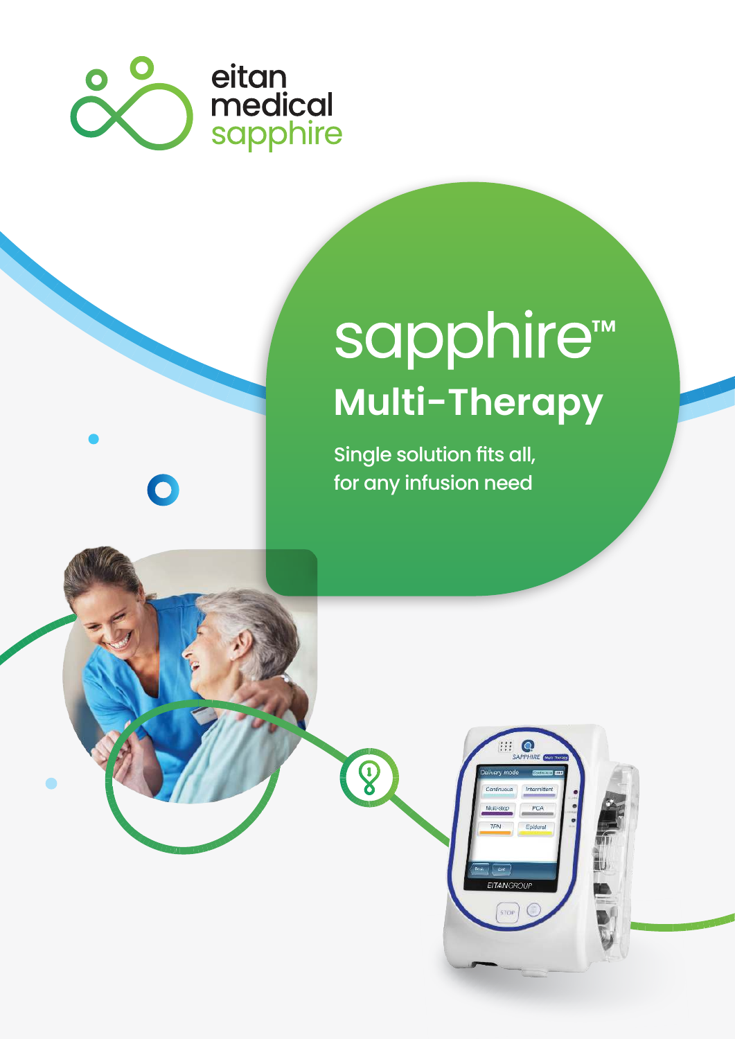eitan medical sapphire

# sapphire™

## Multi-Therapy

Single solution fits all, for any infusion need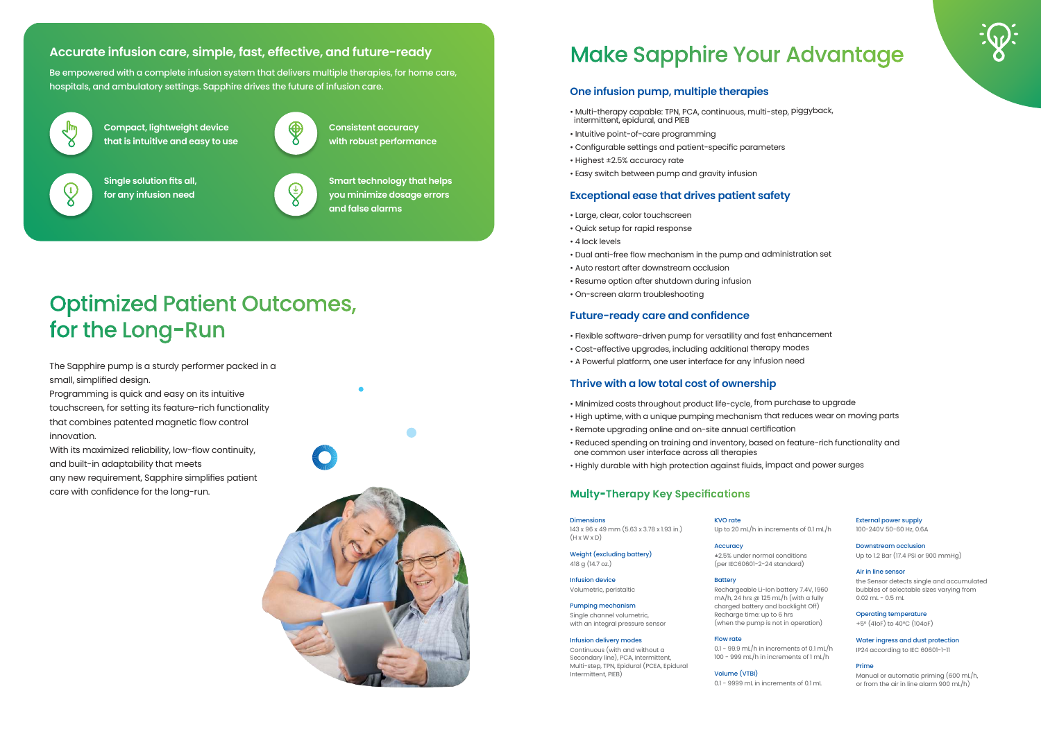## Accurate infusion care, simple, fast, effective, and future-ready

Be empowered with a complete infusion system that delivers multiple therapies, for home care, hospitals, and ambulatory settings. Sapphire drives the future of infusion care.

**Compact, lightweight device that is intuitive and easy to use**

**Consistent accuracy with robust performance**

**Single solution fits all, for any infusion need**

**Smart technology that helps you minimize dosage errors and false alarms**

# Optimized Patient Outcomes, for the Long-Run

The Sapphire pump is a sturdy performer packed in a small, simplified design.
Programming is quick and easy on its intuitive touchscreen, for setting its feature-rich functionality that combines patented magnetic flow control innovation.
With its maximized reliability, low-flow continuity, and built-in adaptability that meets any new requirement, Sapphire simplifies patient care with confidence for the long-run.

# Make Sapphire Your Advantage

### One infusion pump, multiple therapies

- Multi-therapy capable: TPN, PCA, continuous, multi-step, piggyback, intermittent, epidural, and PIEB
- Intuitive point-of-care programming
- Configurable settings and patient-specific parameters
- Highest ±2.5% accuracy rate
- Easy switch between pump and gravity infusion

### Exceptional ease that drives patient safety

- Large, clear, color touchscreen
- Quick setup for rapid response
- 4 lock levels
- Dual anti-free flow mechanism in the pump and administration set
- Auto restart after downstream occlusion
- Resume option after shutdown during infusion
- On-screen alarm troubleshooting

### Future-ready care and confidence

- Flexible software-driven pump for versatility and fast enhancement
- Cost-effective upgrades, including additional therapy modes
- A Powerful platform, one user interface for any infusion need

### Thrive with a low total cost of ownership

- Minimized costs throughout product life-cycle, from purchase to upgrade
- High uptime, with a unique pumping mechanism that reduces wear on moving parts
- Remote upgrading online and on-site annual certification
- Reduced spending on training and inventory, based on feature-rich functionality and one common user interface across all therapies
- Highly durable with high protection against fluids, impact and power surges

### Multy-Therapy Key Specifications

**Dimensions**
143 x 96 x 49 mm (5.63 x 3.78 x 1.93 in.) (H x W x D)

**Weight (excluding battery)**
418 g (14.7 oz.)

**Infusion device**
Volumetric, peristaltic

**Pumping mechanism**
Single channel volumetric, with an integral pressure sensor

**Infusion delivery modes**
Continuous (with and without a Secondary line), PCA, Intermittent, Multi-step, TPN, Epidural (PCEA, Epidural Intermittent, PIEB)

**KVO rate**
Up to 20 mL/h in increments of 0.1 mL/h

**Accuracy**
±2.5% under normal conditions (per IEC60601-2-24 standard)

**Battery**
Rechargeable Li-Ion battery 7.4V, 1960 mA/h, 24 hrs @ 125 mL/h (with a fully charged battery and backlight Off)
Recharge time: up to 6 hrs
(when the pump is not in operation)

**Flow rate**
0.1 - 99.9 mL/h in increments of 0.1 mL/h
100 - 999 mL/h in increments of 1 mL/h

**Volume (VTBI)**
0.1 - 9999 mL in increments of 0.1 mL

**External power supply**
100-240V 50-60 Hz, 0.6A

**Downstream occlusion**
Up to 1.2 Bar (17.4 PSI or 900 mmHg)

**Air in line sensor**
the Sensor detects single and accumulated bubbles of selectable sizes varying from 0.02 mL - 0.5 mL

**Operating temperature**
+5º (41oF) to 40ºC (104oF)

**Water ingress and dust protection**
IP24 according to IEC 60601-1-11

**Prime**
Manual or automatic priming (600 mL/h, or from the air in line alarm 900 mL/h)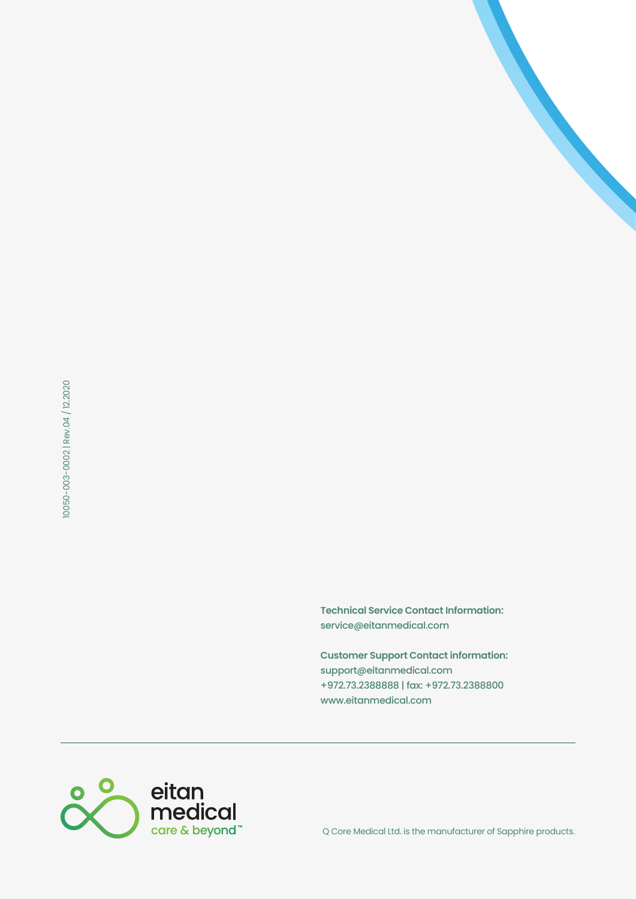10050-003-0002 | Rev.04 / 12.2020

**Technical Service Contact Information:**
service@eitanmedical.com

**Customer Support Contact information:**
support@eitanmedical.com
+972.73.2388888 | fax: +972.73.2388800
www.eitanmedical.com

---

eitan medical
care & beyond™

Q Core Medical Ltd. is the manufacturer of Sapphire products.